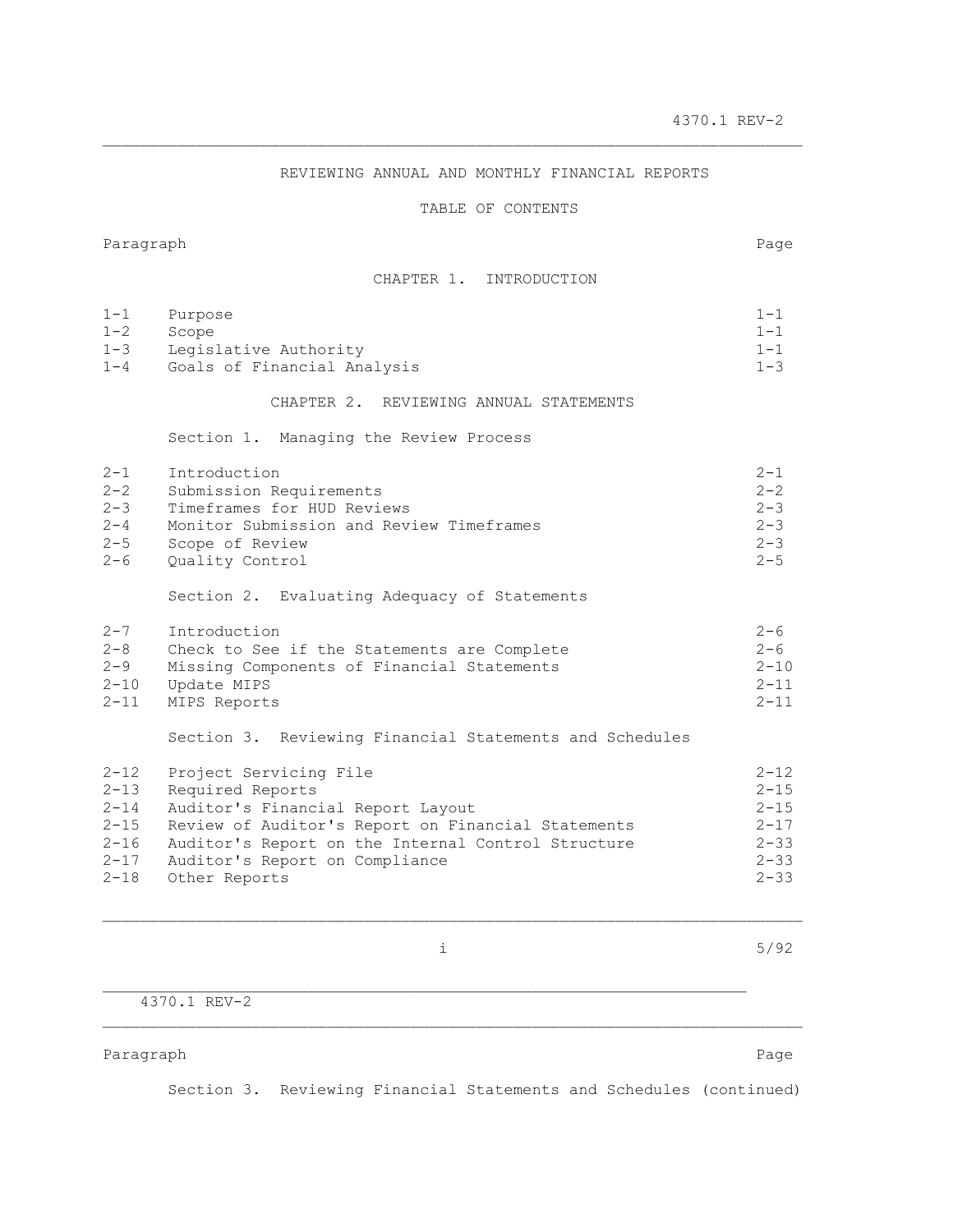# REVIEWING ANNUAL AND MONTHLY FINANCIAL REPORTS

## TABLE OF CONTENTS

| Paragraph | | Page |
|---|---|---|
| | **CHAPTER 1. INTRODUCTION** | |
| 1-1 | Purpose | 1-1 |
| 1-2 | Scope | 1-1 |
| 1-3 | Legislative Authority | 1-1 |
| 1-4 | Goals of Financial Analysis | 1-3 |
| | **CHAPTER 2. REVIEWING ANNUAL STATEMENTS** | |
| | Section 1. Managing the Review Process | |
| 2-1 | Introduction | 2-1 |
| 2-2 | Submission Requirements | 2-2 |
| 2-3 | Timeframes for HUD Reviews | 2-3 |
| 2-4 | Monitor Submission and Review Timeframes | 2-3 |
| 2-5 | Scope of Review | 2-3 |
| 2-6 | Quality Control | 2-5 |
| | Section 2. Evaluating Adequacy of Statements | |
| 2-7 | Introduction | 2-6 |
| 2-8 | Check to See if the Statements are Complete | 2-6 |
| 2-9 | Missing Components of Financial Statements | 2-10 |
| 2-10 | Update MIPS | 2-11 |
| 2-11 | MIPS Reports | 2-11 |
| | Section 3. Reviewing Financial Statements and Schedules | |
| 2-12 | Project Servicing File | 2-12 |
| 2-13 | Required Reports | 2-15 |
| 2-14 | Auditor's Financial Report Layout | 2-15 |
| 2-15 | Review of Auditor's Report on Financial Statements | 2-17 |
| 2-16 | Auditor's Report on the Internal Control Structure | 2-33 |
| 2-17 | Auditor's Report on Compliance | 2-33 |
| 2-18 | Other Reports | 2-33 |

| Paragraph | | Page |
|---|---|---|
| | Section 3. Reviewing Financial Statements and Schedules (continued) | |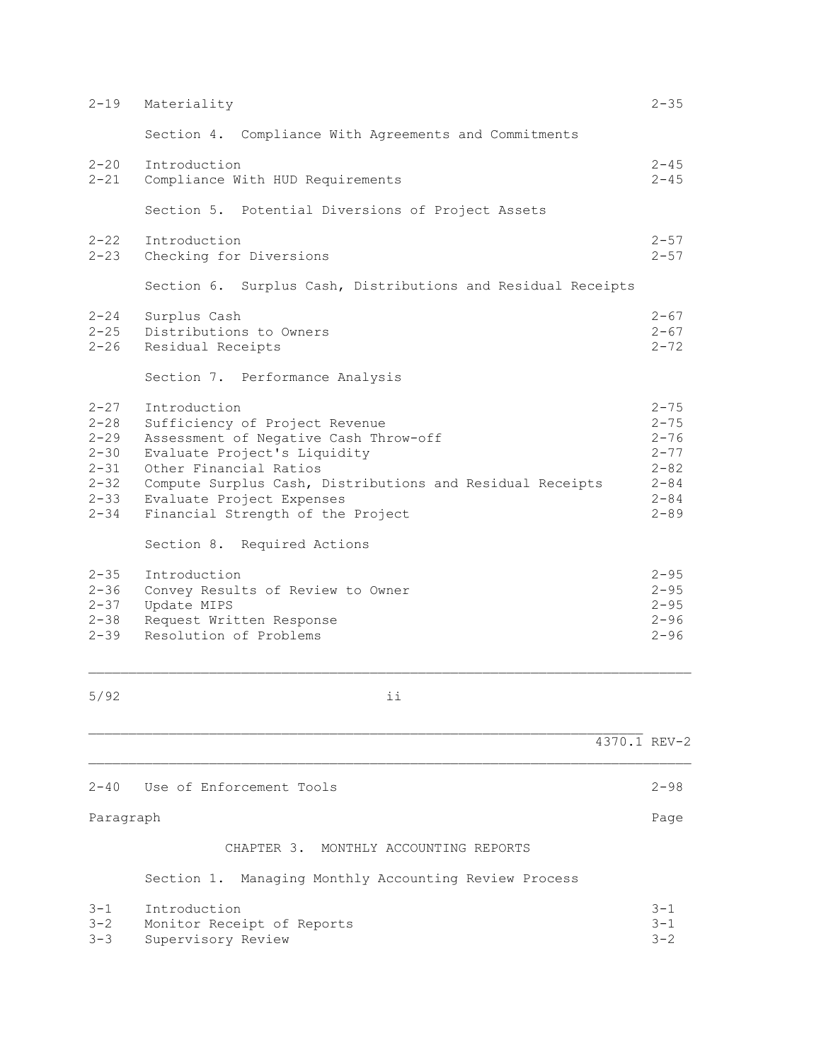| | | |
|---|---|---|
| 2-19 | Materiality | 2-35 |
| | **Section 4. Compliance With Agreements and Commitments** | |
| 2-20 | Introduction | 2-45 |
| 2-21 | Compliance With HUD Requirements | 2-45 |
| | **Section 5. Potential Diversions of Project Assets** | |
| 2-22 | Introduction | 2-57 |
| 2-23 | Checking for Diversions | 2-57 |
| | **Section 6. Surplus Cash, Distributions and Residual Receipts** | |
| 2-24 | Surplus Cash | 2-67 |
| 2-25 | Distributions to Owners | 2-67 |
| 2-26 | Residual Receipts | 2-72 |
| | **Section 7. Performance Analysis** | |
| 2-27 | Introduction | 2-75 |
| 2-28 | Sufficiency of Project Revenue | 2-75 |
| 2-29 | Assessment of Negative Cash Throw-off | 2-76 |
| 2-30 | Evaluate Project's Liquidity | 2-77 |
| 2-31 | Other Financial Ratios | 2-82 |
| 2-32 | Compute Surplus Cash, Distributions and Residual Receipts | 2-84 |
| 2-33 | Evaluate Project Expenses | 2-84 |
| 2-34 | Financial Strength of the Project | 2-89 |
| | **Section 8. Required Actions** | |
| 2-35 | Introduction | 2-95 |
| 2-36 | Convey Results of Review to Owner | 2-95 |
| 2-37 | Update MIPS | 2-95 |
| 2-38 | Request Written Response | 2-96 |
| 2-39 | Resolution of Problems | 2-96 |
| 2-40 | Use of Enforcement Tools | 2-98 |

| Paragraph | | Page |
|---|---|---|
| | **CHAPTER 3. MONTHLY ACCOUNTING REPORTS** | |
| | **Section 1. Managing Monthly Accounting Review Process** | |
| 3-1 | Introduction | 3-1 |
| 3-2 | Monitor Receipt of Reports | 3-1 |
| 3-3 | Supervisory Review | 3-2 |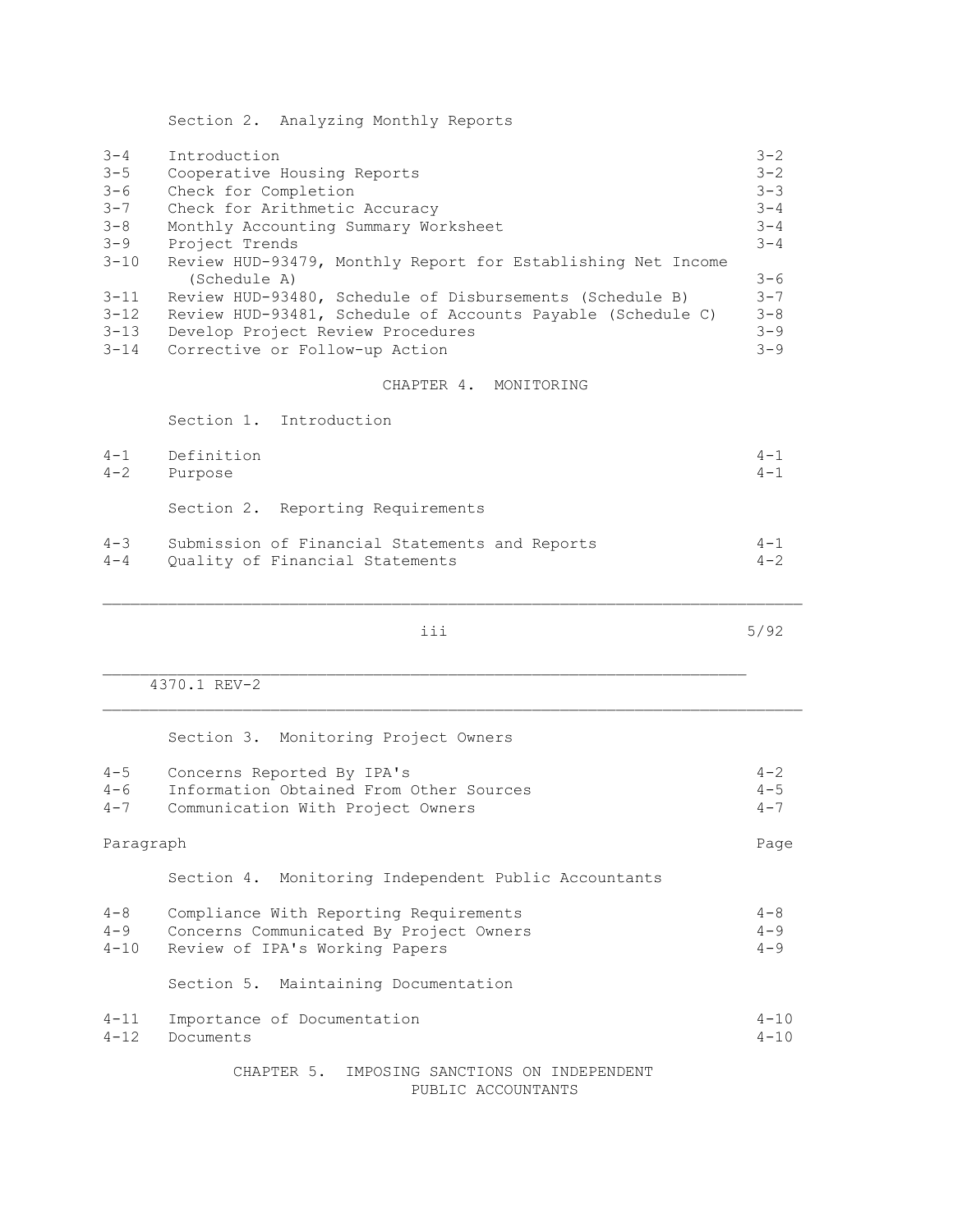Section 2. Analyzing Monthly Reports

| | | |
|---|---|---|
| 3-4 | Introduction | 3-2 |
| 3-5 | Cooperative Housing Reports | 3-2 |
| 3-6 | Check for Completion | 3-3 |
| 3-7 | Check for Arithmetic Accuracy | 3-4 |
| 3-8 | Monthly Accounting Summary Worksheet | 3-4 |
| 3-9 | Project Trends | 3-4 |
| 3-10 | Review HUD-93479, Monthly Report for Establishing Net Income (Schedule A) | 3-6 |
| 3-11 | Review HUD-93480, Schedule of Disbursements (Schedule B) | 3-7 |
| 3-12 | Review HUD-93481, Schedule of Accounts Payable (Schedule C) | 3-8 |
| 3-13 | Develop Project Review Procedures | 3-9 |
| 3-14 | Corrective or Follow-up Action | 3-9 |

## CHAPTER 4. MONITORING

Section 1. Introduction

| | | |
|---|---|---|
| 4-1 | Definition | 4-1 |
| 4-2 | Purpose | 4-1 |

Section 2. Reporting Requirements

| | | |
|---|---|---|
| 4-3 | Submission of Financial Statements and Reports | 4-1 |
| 4-4 | Quality of Financial Statements | 4-2 |

Section 3. Monitoring Project Owners

| | | |
|---|---|---|
| 4-5 | Concerns Reported By IPA's | 4-2 |
| 4-6 | Information Obtained From Other Sources | 4-5 |
| 4-7 | Communication With Project Owners | 4-7 |

Paragraph Page

Section 4. Monitoring Independent Public Accountants

| | | |
|---|---|---|
| 4-8 | Compliance With Reporting Requirements | 4-8 |
| 4-9 | Concerns Communicated By Project Owners | 4-9 |
| 4-10 | Review of IPA's Working Papers | 4-9 |

Section 5. Maintaining Documentation

| | | |
|---|---|---|
| 4-11 | Importance of Documentation | 4-10 |
| 4-12 | Documents | 4-10 |

## CHAPTER 5. IMPOSING SANCTIONS ON INDEPENDENT PUBLIC ACCOUNTANTS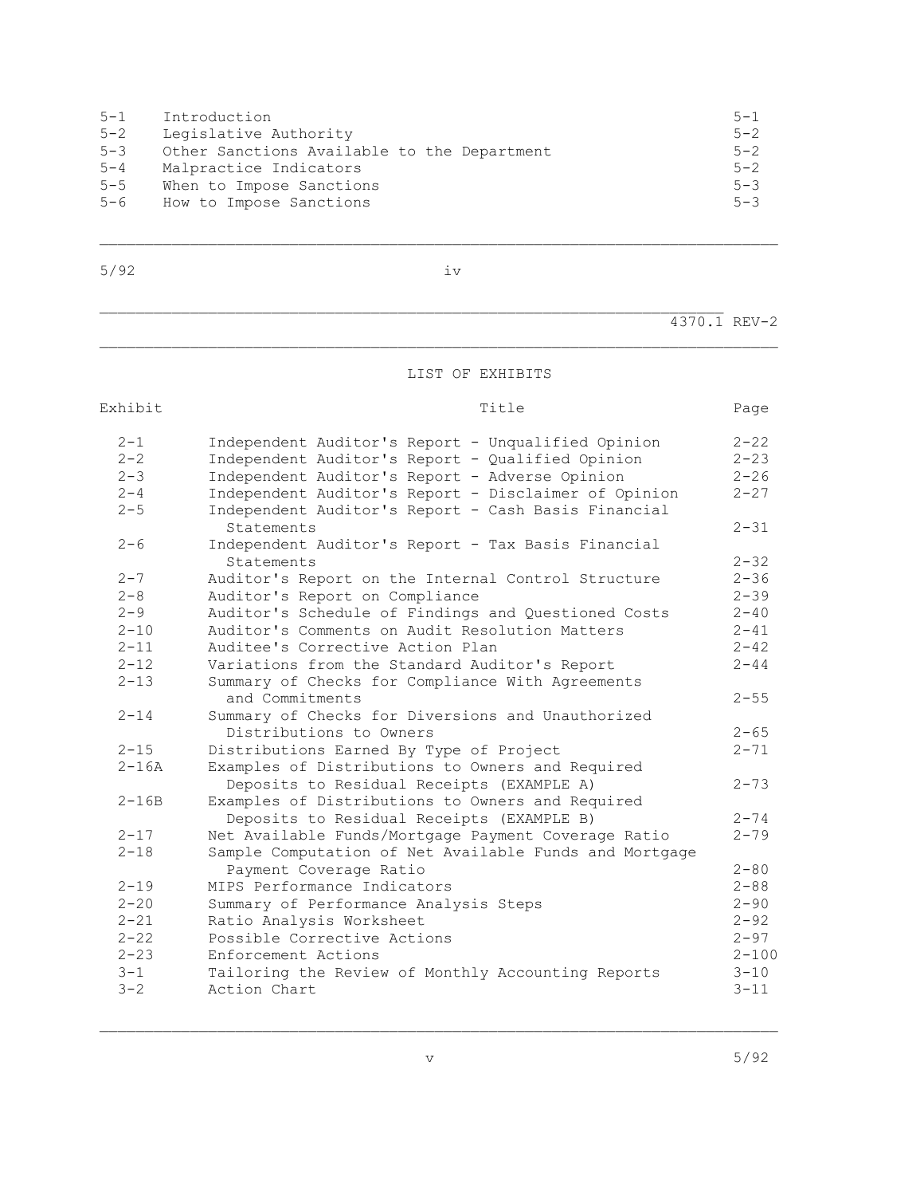| | | |
|---|---|---|
| 5-1 | Introduction | 5-1 |
| 5-2 | Legislative Authority | 5-2 |
| 5-3 | Other Sanctions Available to the Department | 5-2 |
| 5-4 | Malpractice Indicators | 5-2 |
| 5-5 | When to Impose Sanctions | 5-3 |
| 5-6 | How to Impose Sanctions | 5-3 |

## LIST OF EXHIBITS

| Exhibit | Title | Page |
|---|---|---|
| 2-1 | Independent Auditor's Report - Unqualified Opinion | 2-22 |
| 2-2 | Independent Auditor's Report - Qualified Opinion | 2-23 |
| 2-3 | Independent Auditor's Report - Adverse Opinion | 2-26 |
| 2-4 | Independent Auditor's Report - Disclaimer of Opinion | 2-27 |
| 2-5 | Independent Auditor's Report - Cash Basis Financial Statements | 2-31 |
| 2-6 | Independent Auditor's Report - Tax Basis Financial Statements | 2-32 |
| 2-7 | Auditor's Report on the Internal Control Structure | 2-36 |
| 2-8 | Auditor's Report on Compliance | 2-39 |
| 2-9 | Auditor's Schedule of Findings and Questioned Costs | 2-40 |
| 2-10 | Auditor's Comments on Audit Resolution Matters | 2-41 |
| 2-11 | Auditee's Corrective Action Plan | 2-42 |
| 2-12 | Variations from the Standard Auditor's Report | 2-44 |
| 2-13 | Summary of Checks for Compliance With Agreements and Commitments | 2-55 |
| 2-14 | Summary of Checks for Diversions and Unauthorized Distributions to Owners | 2-65 |
| 2-15 | Distributions Earned By Type of Project | 2-71 |
| 2-16A | Examples of Distributions to Owners and Required Deposits to Residual Receipts (EXAMPLE A) | 2-73 |
| 2-16B | Examples of Distributions to Owners and Required Deposits to Residual Receipts (EXAMPLE B) | 2-74 |
| 2-17 | Net Available Funds/Mortgage Payment Coverage Ratio | 2-79 |
| 2-18 | Sample Computation of Net Available Funds and Mortgage Payment Coverage Ratio | 2-80 |
| 2-19 | MIPS Performance Indicators | 2-88 |
| 2-20 | Summary of Performance Analysis Steps | 2-90 |
| 2-21 | Ratio Analysis Worksheet | 2-92 |
| 2-22 | Possible Corrective Actions | 2-97 |
| 2-23 | Enforcement Actions | 2-100 |
| 3-1 | Tailoring the Review of Monthly Accounting Reports | 3-10 |
| 3-2 | Action Chart | 3-11 |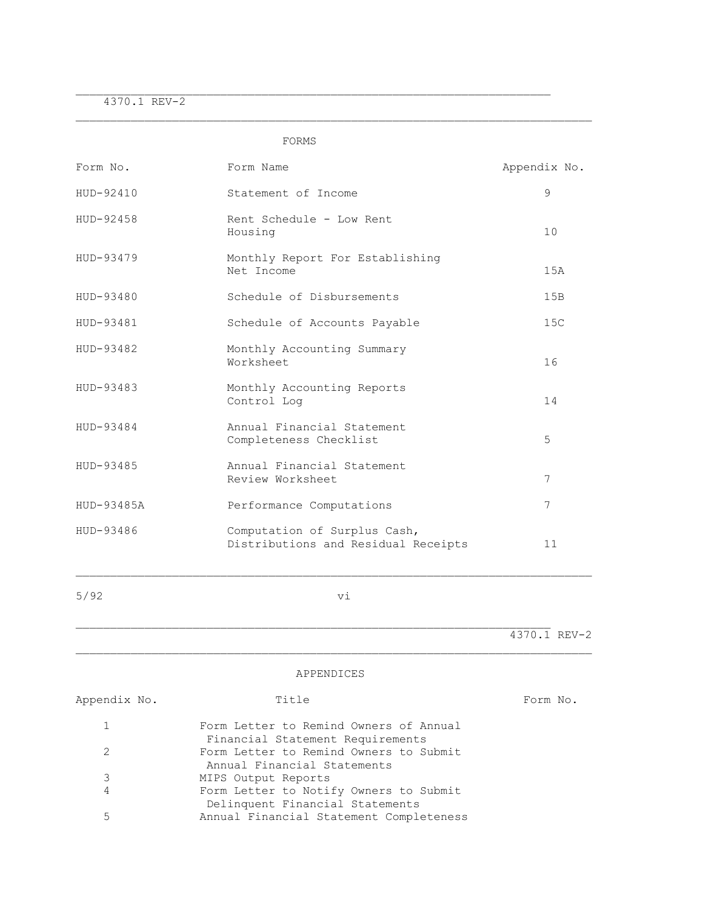## FORMS

| Form No. | Form Name | Appendix No. |
|---|---|---|
| HUD-92410 | Statement of Income | 9 |
| HUD-92458 | Rent Schedule - Low Rent Housing | 10 |
| HUD-93479 | Monthly Report For Establishing Net Income | 15A |
| HUD-93480 | Schedule of Disbursements | 15B |
| HUD-93481 | Schedule of Accounts Payable | 15C |
| HUD-93482 | Monthly Accounting Summary Worksheet | 16 |
| HUD-93483 | Monthly Accounting Reports Control Log | 14 |
| HUD-93484 | Annual Financial Statement Completeness Checklist | 5 |
| HUD-93485 | Annual Financial Statement Review Worksheet | 7 |
| HUD-93485A | Performance Computations | 7 |
| HUD-93486 | Computation of Surplus Cash, Distributions and Residual Receipts | 11 |

## APPENDICES

| Appendix No. | Title | Form No. |
|---|---|---|
| 1 | Form Letter to Remind Owners of Annual Financial Statement Requirements | |
| 2 | Form Letter to Remind Owners to Submit Annual Financial Statements | |
| 3 | MIPS Output Reports | |
| 4 | Form Letter to Notify Owners to Submit Delinquent Financial Statements | |
| 5 | Annual Financial Statement Completeness | |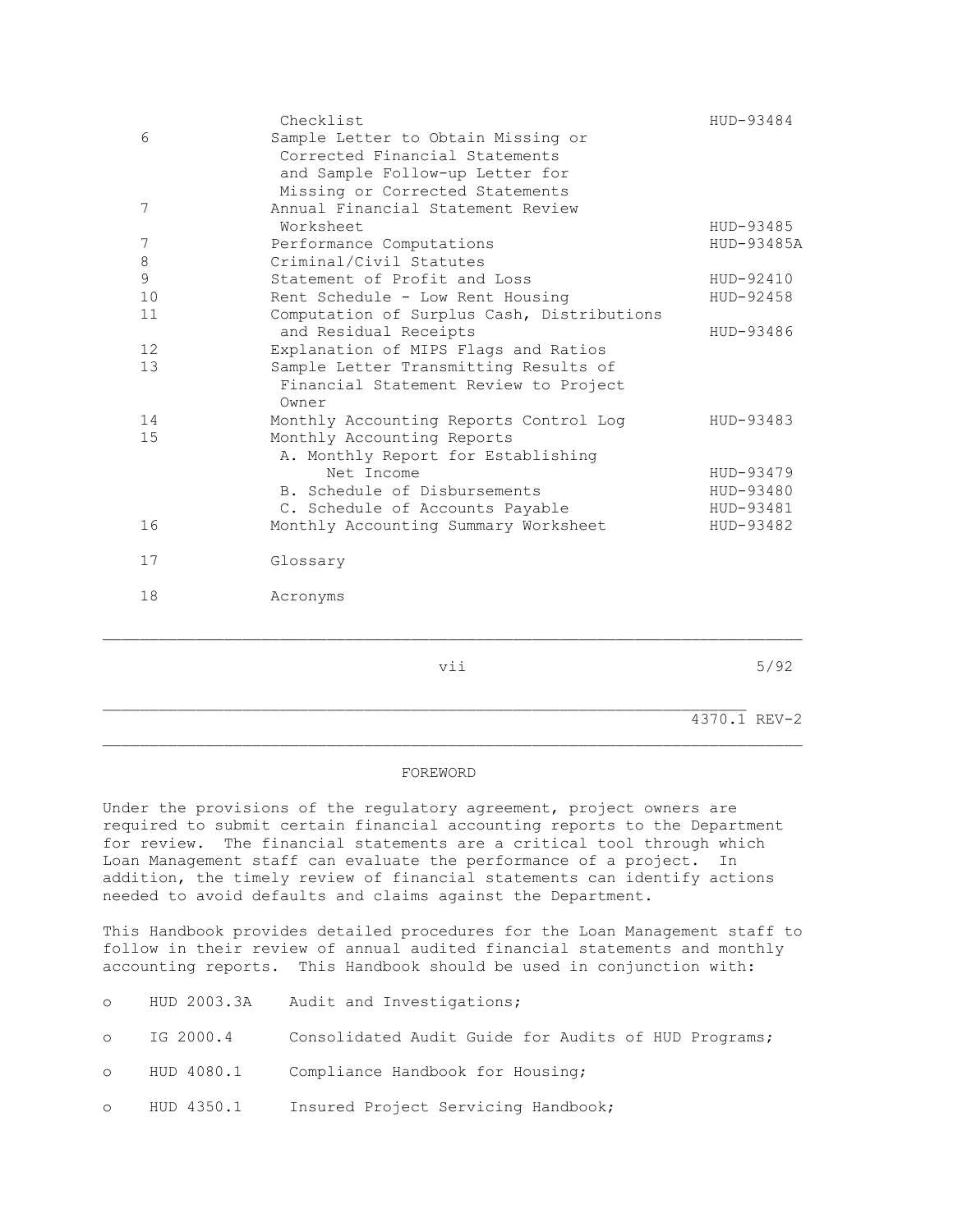| | | |
|---|---|---|
| | Checklist | HUD-93484 |
| 6 | Sample Letter to Obtain Missing or Corrected Financial Statements and Sample Follow-up Letter for Missing or Corrected Statements | |
| 7 | Annual Financial Statement Review Worksheet | HUD-93485 |
| 7 | Performance Computations | HUD-93485A |
| 8 | Criminal/Civil Statutes | |
| 9 | Statement of Profit and Loss | HUD-92410 |
| 10 | Rent Schedule - Low Rent Housing | HUD-92458 |
| 11 | Computation of Surplus Cash, Distributions and Residual Receipts | HUD-93486 |
| 12 | Explanation of MIPS Flags and Ratios | |
| 13 | Sample Letter Transmitting Results of Financial Statement Review to Project Owner | |
| 14 | Monthly Accounting Reports Control Log | HUD-93483 |
| 15 | Monthly Accounting Reports | |
| | A. Monthly Report for Establishing Net Income | HUD-93479 |
| | B. Schedule of Disbursements | HUD-93480 |
| | C. Schedule of Accounts Payable | HUD-93481 |
| 16 | Monthly Accounting Summary Worksheet | HUD-93482 |
| 17 | Glossary | |
| 18 | Acronyms | |

## FOREWORD

Under the provisions of the regulatory agreement, project owners are required to submit certain financial accounting reports to the Department for review. The financial statements are a critical tool through which Loan Management staff can evaluate the performance of a project. In addition, the timely review of financial statements can identify actions needed to avoid defaults and claims against the Department.

This Handbook provides detailed procedures for the Loan Management staff to follow in their review of annual audited financial statements and monthly accounting reports. This Handbook should be used in conjunction with:

- HUD 2003.3A — Audit and Investigations;
- IG 2000.4 — Consolidated Audit Guide for Audits of HUD Programs;
- HUD 4080.1 — Compliance Handbook for Housing;
- HUD 4350.1 — Insured Project Servicing Handbook;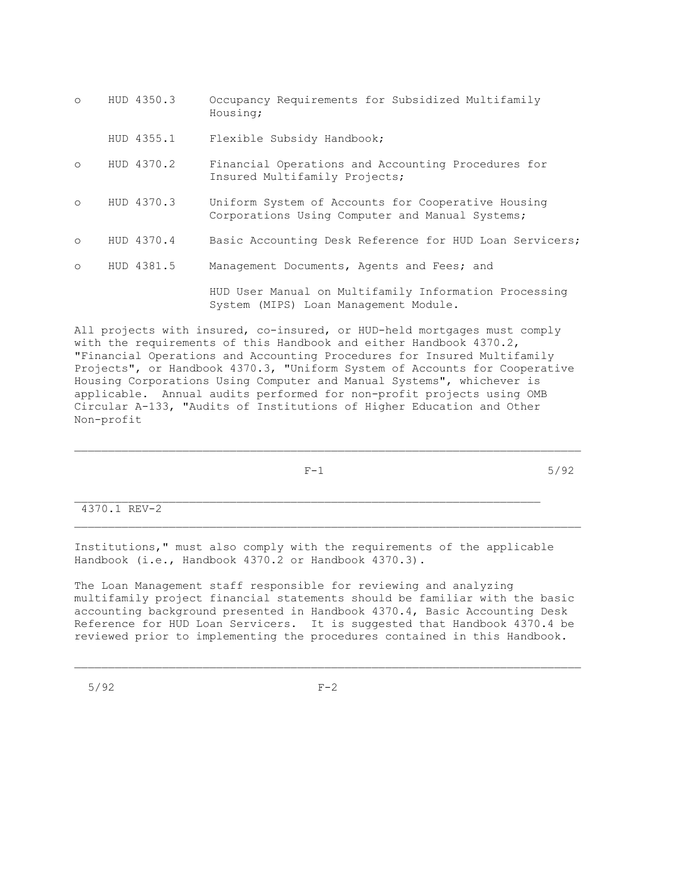- o HUD 4350.3 Occupancy Requirements for Subsidized Multifamily Housing;
- HUD 4355.1 Flexible Subsidy Handbook;
- o HUD 4370.2 Financial Operations and Accounting Procedures for Insured Multifamily Projects;
- o HUD 4370.3 Uniform System of Accounts for Cooperative Housing Corporations Using Computer and Manual Systems;
- o HUD 4370.4 Basic Accounting Desk Reference for HUD Loan Servicers;
- o HUD 4381.5 Management Documents, Agents and Fees; and
- HUD User Manual on Multifamily Information Processing System (MIPS) Loan Management Module.

All projects with insured, co-insured, or HUD-held mortgages must comply with the requirements of this Handbook and either Handbook 4370.2, "Financial Operations and Accounting Procedures for Insured Multifamily Projects", or Handbook 4370.3, "Uniform System of Accounts for Cooperative Housing Corporations Using Computer and Manual Systems", whichever is applicable. Annual audits performed for non-profit projects using OMB Circular A-133, "Audits of Institutions of Higher Education and Other Non-profit Institutions," must also comply with the requirements of the applicable Handbook (i.e., Handbook 4370.2 or Handbook 4370.3).

The Loan Management staff responsible for reviewing and analyzing multifamily project financial statements should be familiar with the basic accounting background presented in Handbook 4370.4, Basic Accounting Desk Reference for HUD Loan Servicers. It is suggested that Handbook 4370.4 be reviewed prior to implementing the procedures contained in this Handbook.